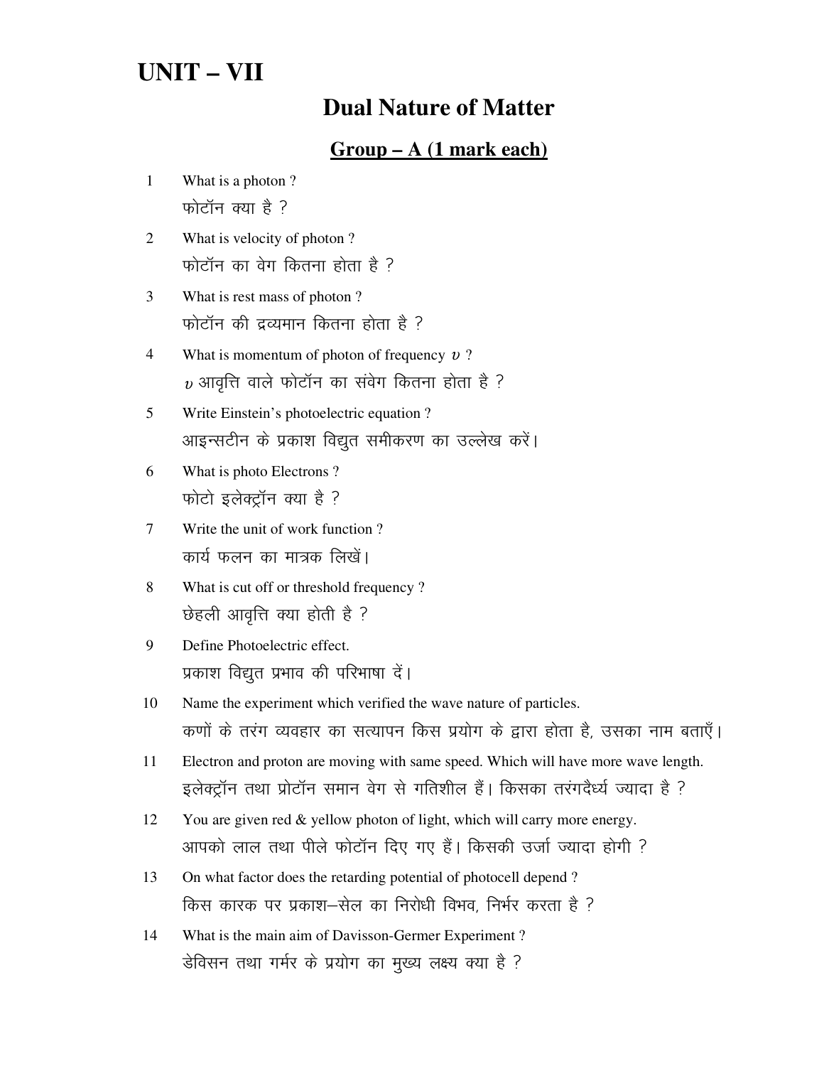# UNIT – VII

## Dual Nature of Matter

### Group – A (1 mark each)

1. What is a photon ?
   फोटॉन क्या है ?

2. What is velocity of photon ?
   फोटॉन का वेग कितना होता है ?

3. What is rest mass of photon ?
   फोटॉन की द्रव्यमान कितना होता है ?

4. What is momentum of photon of frequency $\upsilon$ ?
   $\upsilon$ आवृत्ति वाले फोटॉन का संवेग कितना होता है ?

5. Write Einstein's photoelectric equation ?
   आइन्सटीन के प्रकाश विद्युत समीकरण का उल्लेख करें।

6. What is photo Electrons ?
   फोटो इलेक्ट्रॉन क्या है ?

7. Write the unit of work function ?
   कार्य फलन का मात्रक लिखें।

8. What is cut off or threshold frequency ?
   छेहली आवृत्ति क्या होती है ?

9. Define Photoelectric effect.
   प्रकाश विद्युत प्रभाव की परिभाषा दें।

10. Name the experiment which verified the wave nature of particles.
    कणों के तरंग व्यवहार का सत्यापन किस प्रयोग के द्वारा होता है, उसका नाम बताएँ।

11. Electron and proton are moving with same speed. Which will have more wave length.
    इलेक्ट्रॉन तथा प्रोटॉन समान वेग से गतिशील हैं। किसका तरंगदैर्ध्य ज्यादा है ?

12. You are given red & yellow photon of light, which will carry more energy.
    आपको लाल तथा पीले फोटॉन दिए गए हैं। किसकी उर्जा ज्यादा होगी ?

13. On what factor does the retarding potential of photocell depend ?
    किस कारक पर प्रकाश–सेल का निरोधी विभव, निर्भर करता है ?

14. What is the main aim of Davisson-Germer Experiment ?
    डेविसन तथा गर्मर के प्रयोग का मुख्य लक्ष्य क्या है ?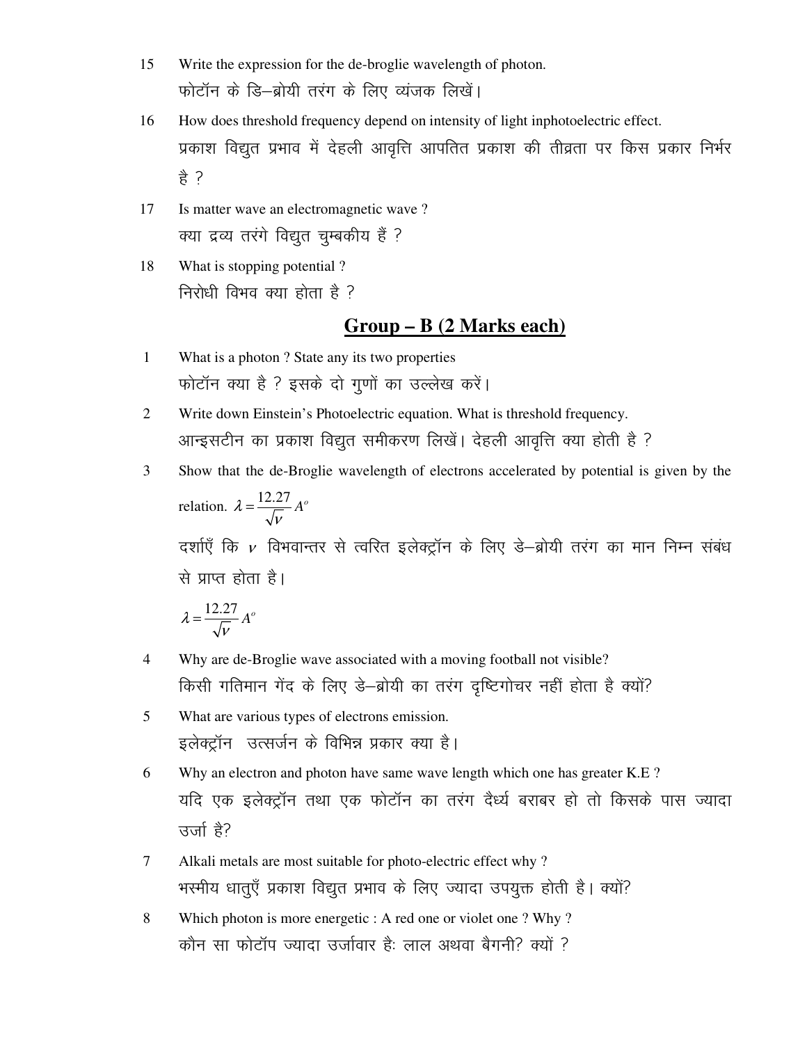15 Write the expression for the de-broglie wavelength of photon.

फोटॉन के डि–ब्रोयी तरंग के लिए व्यंजक लिखें।

16 How does threshold frequency depend on intensity of light inphotoelectric effect.

प्रकाश विद्युत प्रभाव में देहली आवृत्ति आपतित प्रकाश की तीव्रता पर किस प्रकार निर्भर है ?

17 Is matter wave an electromagnetic wave ?

क्या द्रव्य तरंगे विद्युत चुम्बकीय हैं ?

18 What is stopping potential ?

निरोधी विभव क्या होता है ?

## Group – B (2 Marks each)

1 What is a photon ? State any its two properties

फोटॉन क्या है ? इसके दो गुणों का उल्लेख करें।

2 Write down Einstein's Photoelectric equation. What is threshold frequency.

आन्इसटीन का प्रकाश विद्युत समीकरण लिखें। देहली आवृत्ति क्या होती है ?

3 Show that the de-Broglie wavelength of electrons accelerated by potential is given by the relation. $\lambda = \frac{12.27}{\sqrt{\nu}} A^o$

दर्शाएँ कि $\nu$ विभवान्तर से त्वरित इलेक्ट्रॉन के लिए डे–ब्रोयी तरंग का मान निम्न संबंध से प्राप्त होता है।

$$\lambda = \frac{12.27}{\sqrt{\nu}} A^o$$

4 Why are de-Broglie wave associated with a moving football not visible?

किसी गतिमान गेंद के लिए डे–ब्रोयी का तरंग दृष्टिगोचर नहीं होता है क्यों?

5 What are various types of electrons emission.

इलेक्ट्रॉन उत्सर्जन के विभिन्न प्रकार क्या है।

6 Why an electron and photon have same wave length which one has greater K.E ?

यदि एक इलेक्ट्रॉन तथा एक फोटॉन का तरंग दैर्ध्य बराबर हो तो किसके पास ज्यादा उर्जा है?

7 Alkali metals are most suitable for photo-electric effect why ?

भस्मीय धातुएँ प्रकाश विद्युत प्रभाव के लिए ज्यादा उपयुक्त होती है। क्यों?

8 Which photon is more energetic : A red one or violet one ? Why ?

कौन सा फोटॉप ज्यादा उर्जावार हैः लाल अथवा बैगनी? क्यों ?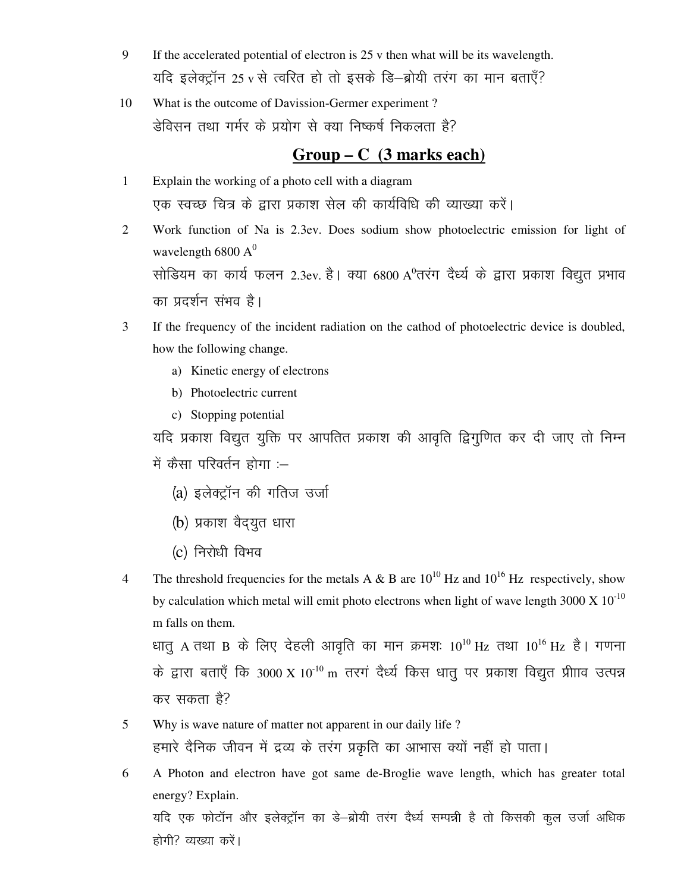9 If the accelerated potential of electron is 25 v then what will be its wavelength.

यदि इलेक्ट्रॉन 25 v से त्वरित हो तो इसके डि–ब्रोयी तरंग का मान बताएँ?

10 What is the outcome of Davission-Germer experiment ?

डेविसन तथा गर्मर के प्रयोग से क्या निष्कर्ष निकलता है?

## Group – C (3 marks each)

1 Explain the working of a photo cell with a diagram

एक स्वच्छ चित्र के द्वारा प्रकाश सेल की कार्यविधि की व्याख्या करें।

2 Work function of Na is 2.3ev. Does sodium show photoelectric emission for light of wavelength 6800 $A^0$

सोडियम का कार्य फलन 2.3ev. है। क्या 6800 $A^0$तरंग दैर्ध्य के द्वारा प्रकाश विद्युत प्रभाव का प्रदर्शन संभव है।

3 If the frequency of the incident radiation on the cathod of photoelectric device is doubled, how the following change.

a) Kinetic energy of electrons
b) Photoelectric current
c) Stopping potential

यदि प्रकाश विद्युत युक्ति पर आपतित प्रकाश की आवृति द्विगुणित कर दी जाए तो निम्न में कैसा परिवर्तन होगा :–

(a) इलेक्ट्रॉन की गतिज उर्जा

(b) प्रकाश वैद्युत धारा

(c) निरोधी विभव

4 The threshold frequencies for the metals A & B are $10^{10}$ Hz and $10^{16}$ Hz respectively, show by calculation which metal will emit photo electrons when light of wave length 3000 X $10^{-10}$ m falls on them.

धातु A तथा B के लिए देहली आवृति का मान क्रमशः $10^{10}$ Hz तथा $10^{16}$ Hz है। गणना के द्वारा बताएँ कि 3000 X $10^{-10}$ m तरगं दैर्ध्य किस धातु पर प्रकाश विद्युत प्रीााव उत्पन्न कर सकता है?

5 Why is wave nature of matter not apparent in our daily life ?

हमारे दैनिक जीवन में द्रव्य के तरंग प्रकृति का आभास क्यों नहीं हो पाता।

6 A Photon and electron have got same de-Broglie wave length, which has greater total energy? Explain.

यदि एक फोटॉन और इलेक्ट्रॉन का डे–ब्रोयी तरंग दैर्ध्य सम्पन्नी है तो किसकी कुल उर्जा अधिक होगी? व्यख्या करें।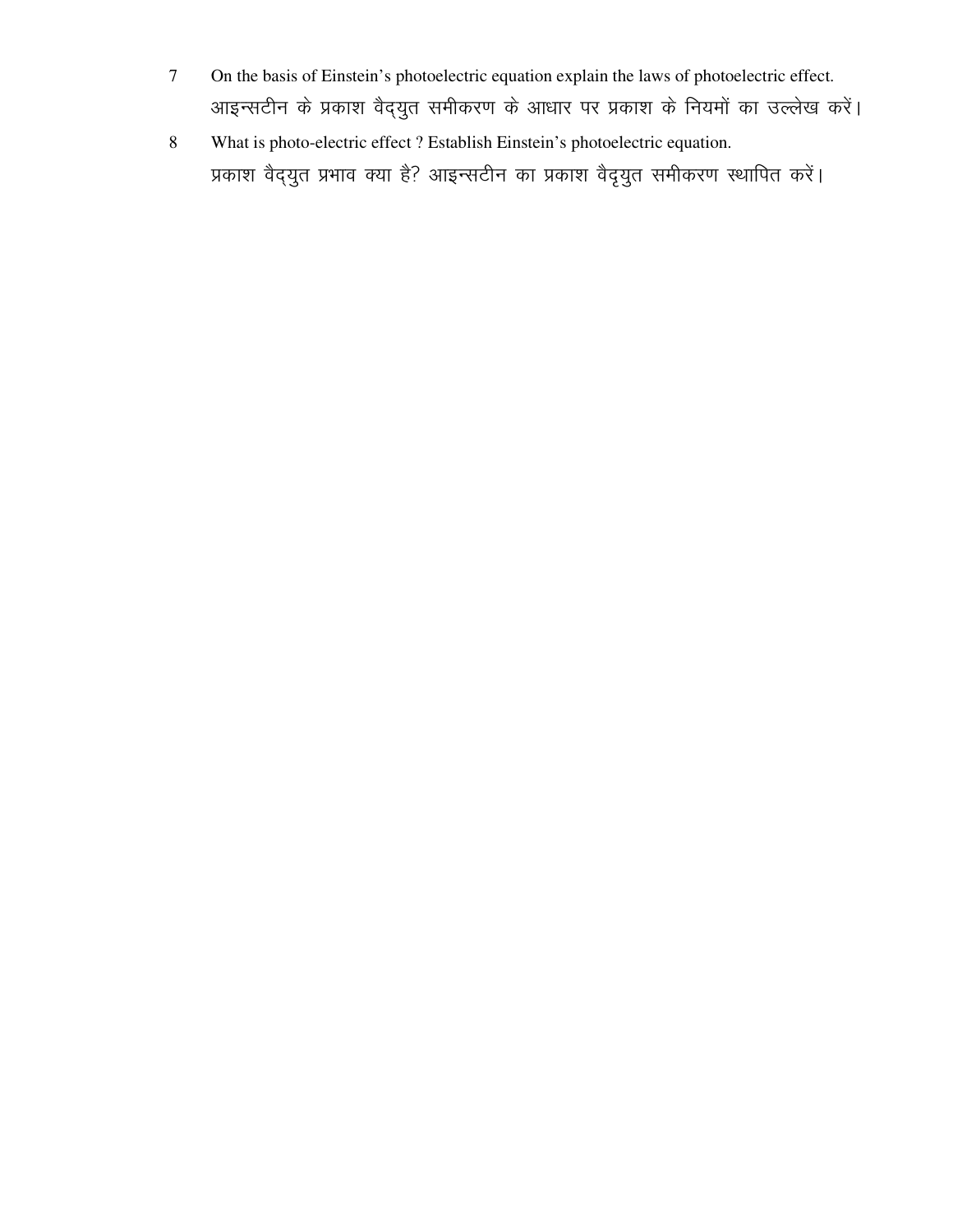7 On the basis of Einstein's photoelectric equation explain the laws of photoelectric effect.
आइन्सटीन के प्रकाश वैद्युत समीकरण के आधार पर प्रकाश के नियमों का उल्लेख करें।

8 What is photo-electric effect ? Establish Einstein's photoelectric equation.
प्रकाश वैद्युत प्रभाव क्या है? आइन्सटीन का प्रकाश वैदृयुत समीकरण स्थापित करें।